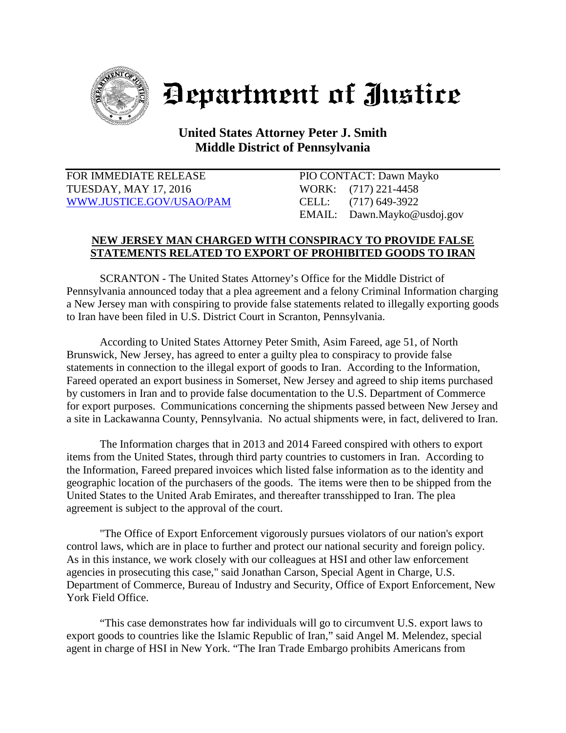# Department of Justice

**United States Attorney Peter J. Smith**
**Middle District of Pennsylvania**

FOR IMMEDIATE RELEASE
TUESDAY, MAY 17, 2016
[WWW.JUSTICE.GOV/USAO/PAM](http://WWW.JUSTICE.GOV/USAO/PAM)

PIO CONTACT: Dawn Mayko
WORK: (717) 221-4458
CELL: (717) 649-3922
EMAIL: Dawn.Mayko@usdoj.gov

## NEW JERSEY MAN CHARGED WITH CONSPIRACY TO PROVIDE FALSE STATEMENTS RELATED TO EXPORT OF PROHIBITED GOODS TO IRAN

SCRANTON - The United States Attorney's Office for the Middle District of Pennsylvania announced today that a plea agreement and a felony Criminal Information charging a New Jersey man with conspiring to provide false statements related to illegally exporting goods to Iran have been filed in U.S. District Court in Scranton, Pennsylvania.

According to United States Attorney Peter Smith, Asim Fareed, age 51, of North Brunswick, New Jersey, has agreed to enter a guilty plea to conspiracy to provide false statements in connection to the illegal export of goods to Iran. According to the Information, Fareed operated an export business in Somerset, New Jersey and agreed to ship items purchased by customers in Iran and to provide false documentation to the U.S. Department of Commerce for export purposes. Communications concerning the shipments passed between New Jersey and a site in Lackawanna County, Pennsylvania. No actual shipments were, in fact, delivered to Iran.

The Information charges that in 2013 and 2014 Fareed conspired with others to export items from the United States, through third party countries to customers in Iran. According to the Information, Fareed prepared invoices which listed false information as to the identity and geographic location of the purchasers of the goods. The items were then to be shipped from the United States to the United Arab Emirates, and thereafter transshipped to Iran. The plea agreement is subject to the approval of the court.

"The Office of Export Enforcement vigorously pursues violators of our nation's export control laws, which are in place to further and protect our national security and foreign policy. As in this instance, we work closely with our colleagues at HSI and other law enforcement agencies in prosecuting this case," said Jonathan Carson, Special Agent in Charge, U.S. Department of Commerce, Bureau of Industry and Security, Office of Export Enforcement, New York Field Office.

"This case demonstrates how far individuals will go to circumvent U.S. export laws to export goods to countries like the Islamic Republic of Iran," said Angel M. Melendez, special agent in charge of HSI in New York. "The Iran Trade Embargo prohibits Americans from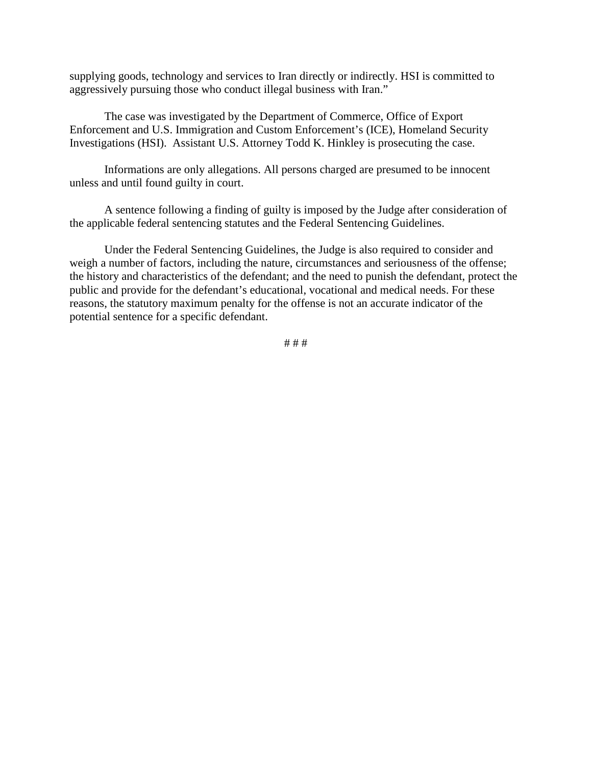supplying goods, technology and services to Iran directly or indirectly. HSI is committed to aggressively pursuing those who conduct illegal business with Iran."

The case was investigated by the Department of Commerce, Office of Export Enforcement and U.S. Immigration and Custom Enforcement's (ICE), Homeland Security Investigations (HSI). Assistant U.S. Attorney Todd K. Hinkley is prosecuting the case.

Informations are only allegations. All persons charged are presumed to be innocent unless and until found guilty in court.

A sentence following a finding of guilty is imposed by the Judge after consideration of the applicable federal sentencing statutes and the Federal Sentencing Guidelines.

Under the Federal Sentencing Guidelines, the Judge is also required to consider and weigh a number of factors, including the nature, circumstances and seriousness of the offense; the history and characteristics of the defendant; and the need to punish the defendant, protect the public and provide for the defendant's educational, vocational and medical needs. For these reasons, the statutory maximum penalty for the offense is not an accurate indicator of the potential sentence for a specific defendant.

# # #